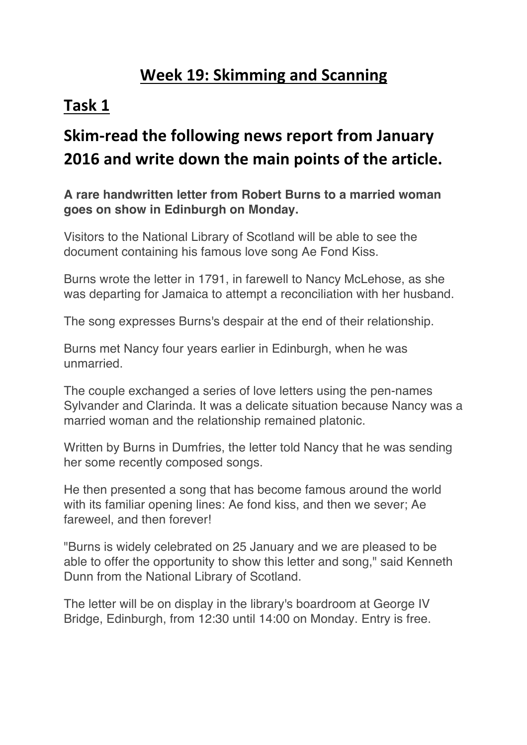# Week 19: Skimming and Scanning

## Task 1

### Skim-read the following news report from January 2016 and write down the main points of the article.

**A rare handwritten letter from Robert Burns to a married woman goes on show in Edinburgh on Monday.**

Visitors to the National Library of Scotland will be able to see the document containing his famous love song Ae Fond Kiss.

Burns wrote the letter in 1791, in farewell to Nancy McLehose, as she was departing for Jamaica to attempt a reconciliation with her husband.

The song expresses Burns's despair at the end of their relationship.

Burns met Nancy four years earlier in Edinburgh, when he was unmarried.

The couple exchanged a series of love letters using the pen-names Sylvander and Clarinda. It was a delicate situation because Nancy was a married woman and the relationship remained platonic.

Written by Burns in Dumfries, the letter told Nancy that he was sending her some recently composed songs.

He then presented a song that has become famous around the world with its familiar opening lines: Ae fond kiss, and then we sever; Ae fareweel, and then forever!

"Burns is widely celebrated on 25 January and we are pleased to be able to offer the opportunity to show this letter and song," said Kenneth Dunn from the National Library of Scotland.

The letter will be on display in the library's boardroom at George IV Bridge, Edinburgh, from 12:30 until 14:00 on Monday. Entry is free.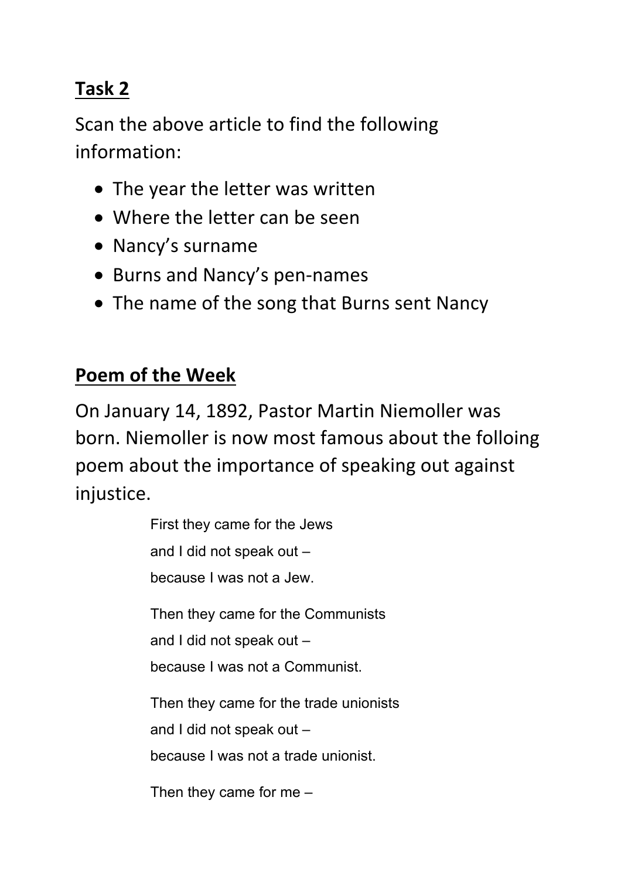## Task 2

Scan the above article to find the following information:

- The year the letter was written
- Where the letter can be seen
- Nancy's surname
- Burns and Nancy's pen-names
- The name of the song that Burns sent Nancy

## Poem of the Week

On January 14, 1892, Pastor Martin Niemoller was born. Niemoller is now most famous about the folloing poem about the importance of speaking out against injustice.

First they came for the Jews  
and I did not speak out –  
because I was not a Jew.

Then they came for the Communists  
and I did not speak out –  
because I was not a Communist.

Then they came for the trade unionists  
and I did not speak out –  
because I was not a trade unionist.

Then they came for me –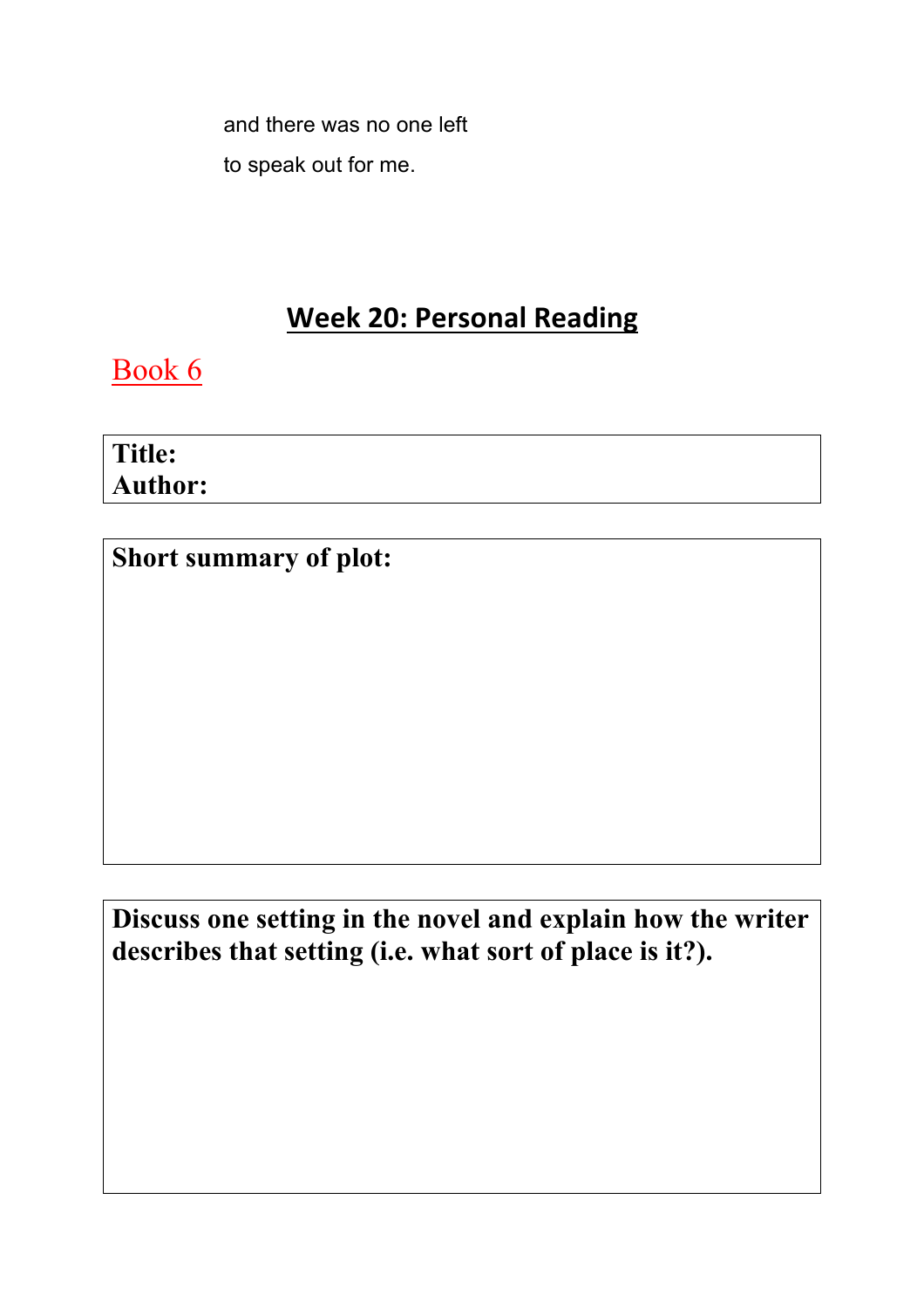and there was no one left

to speak out for me.

## Week 20: Personal Reading

### Book 6

**Title:**
**Author:**

**Short summary of plot:**

**Discuss one setting in the novel and explain how the writer describes that setting (i.e. what sort of place is it?).**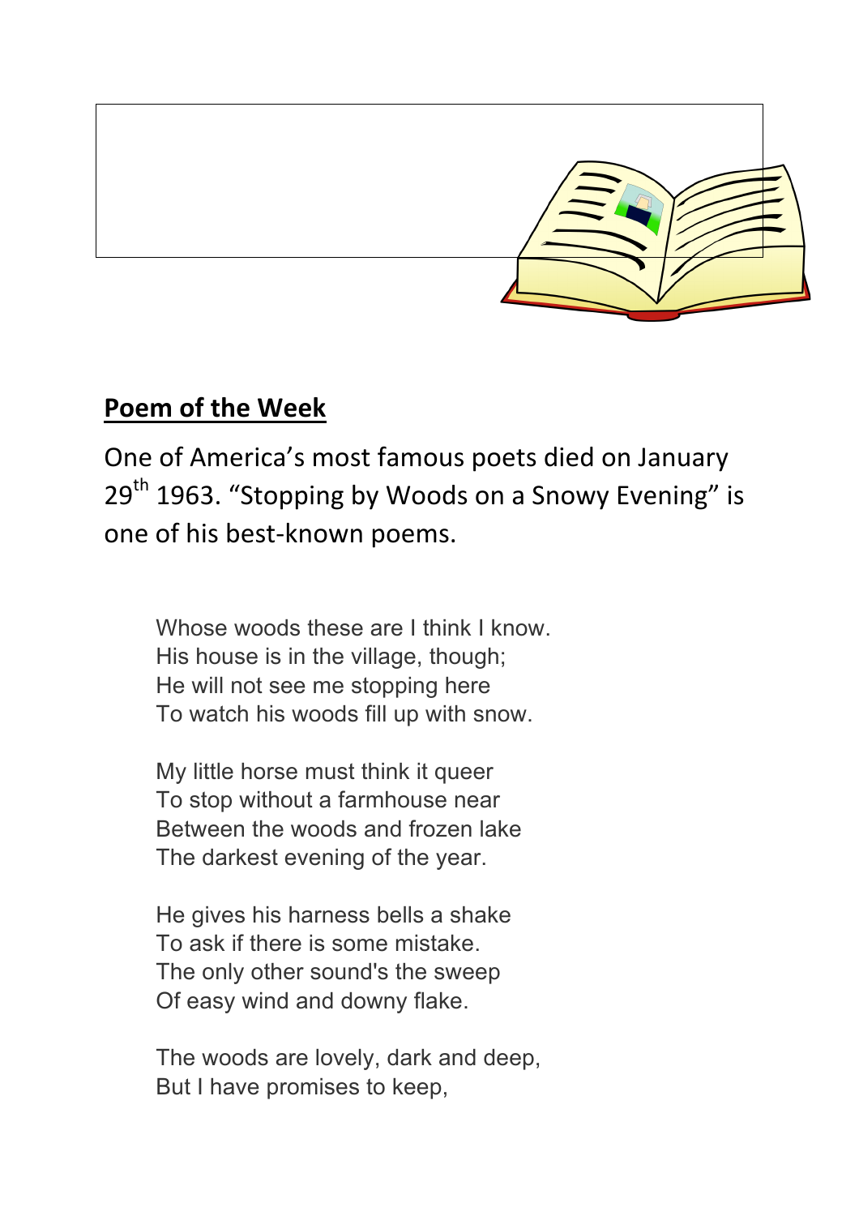## Poem of the Week

One of America's most famous poets died on January 29th 1963. "Stopping by Woods on a Snowy Evening" is one of his best-known poems.

Whose woods these are I think I know.
His house is in the village, though;
He will not see me stopping here
To watch his woods fill up with snow.

My little horse must think it queer
To stop without a farmhouse near
Between the woods and frozen lake
The darkest evening of the year.

He gives his harness bells a shake
To ask if there is some mistake.
The only other sound's the sweep
Of easy wind and downy flake.

The woods are lovely, dark and deep,
But I have promises to keep,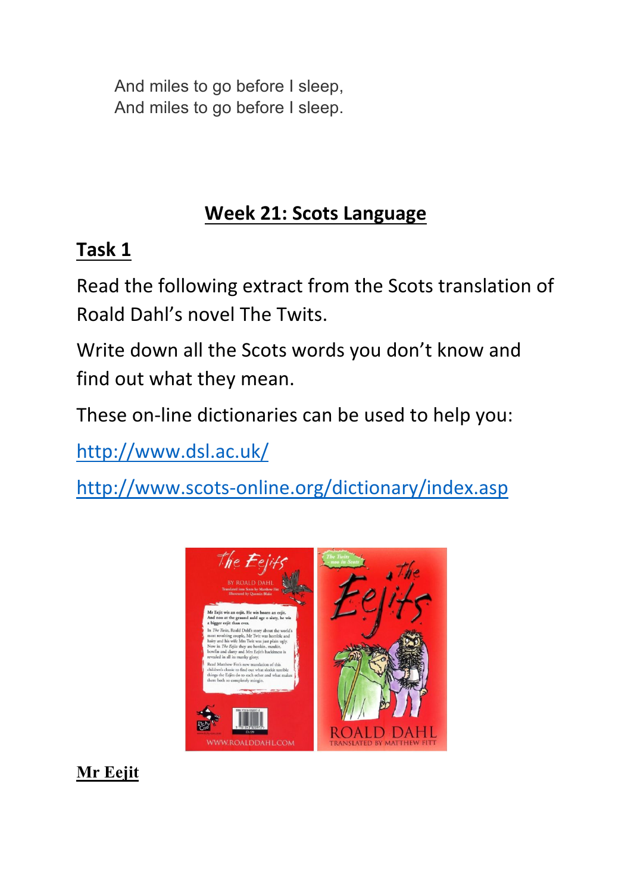And miles to go before I sleep,
And miles to go before I sleep.

## Week 21: Scots Language

### Task 1

Read the following extract from the Scots translation of Roald Dahl's novel The Twits.

Write down all the Scots words you don't know and find out what they mean.

These on-line dictionaries can be used to help you:

http://www.dsl.ac.uk/

http://www.scots-online.org/dictionary/index.asp

**Mr Eejit**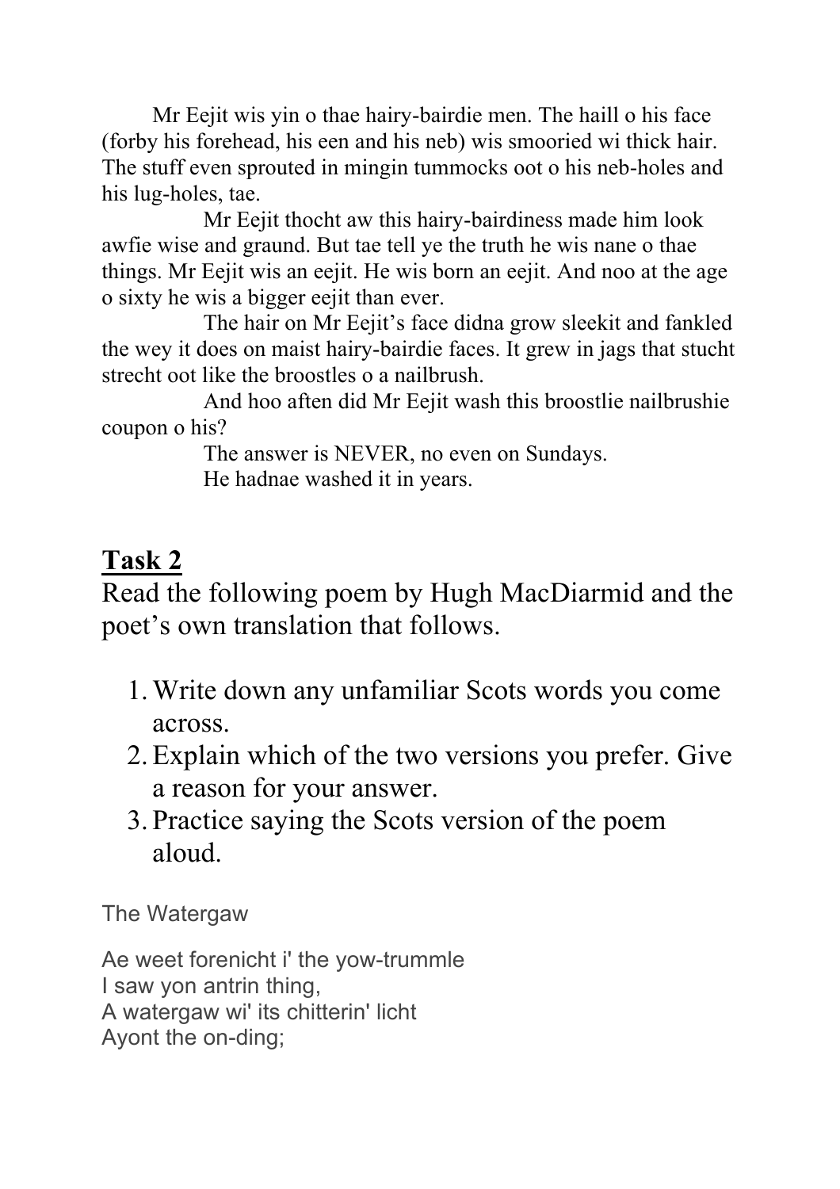Mr Eejit wis yin o thae hairy-bairdie men. The haill o his face (forby his forehead, his een and his neb) wis smooried wi thick hair. The stuff even sprouted in mingin tummocks oot o his neb-holes and his lug-holes, tae.

Mr Eejit thocht aw this hairy-bairdiness made him look awfie wise and graund. But tae tell ye the truth he wis nane o thae things. Mr Eejit wis an eejit. He wis born an eejit. And noo at the age o sixty he wis a bigger eejit than ever.

The hair on Mr Eejit's face didna grow sleekit and fankled the wey it does on maist hairy-bairdie faces. It grew in jags that stucht strecht oot like the broostles o a nailbrush.

And hoo aften did Mr Eejit wash this broostlie nailbrushie coupon o his?

The answer is NEVER, no even on Sundays.

He hadnae washed it in years.

## Task 2

Read the following poem by Hugh MacDiarmid and the poet's own translation that follows.

1. Write down any unfamiliar Scots words you come across.
2. Explain which of the two versions you prefer. Give a reason for your answer.
3. Practice saying the Scots version of the poem aloud.

The Watergaw

Ae weet forenicht i' the yow-trummle
I saw yon antrin thing,
A watergaw wi' its chitterin' licht
Ayont the on-ding;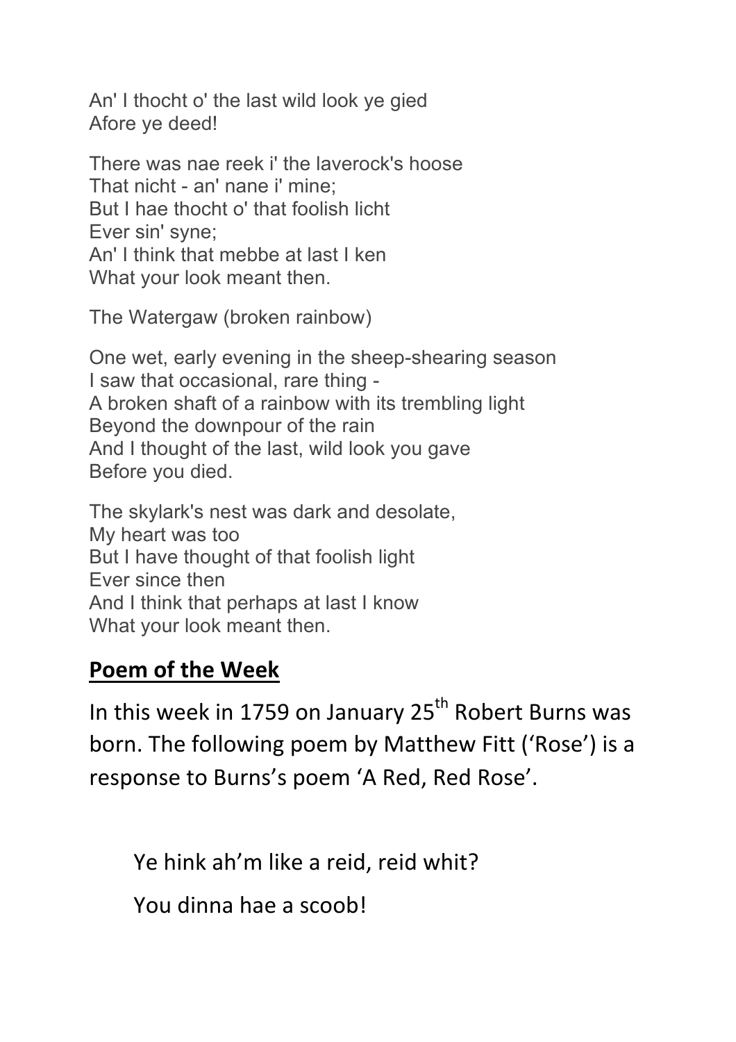An' I thocht o' the last wild look ye gied
Afore ye deed!

There was nae reek i' the laverock's hoose
That nicht - an' nane i' mine;
But I hae thocht o' that foolish licht
Ever sin' syne;
An' I think that mebbe at last I ken
What your look meant then.

The Watergaw (broken rainbow)

One wet, early evening in the sheep-shearing season
I saw that occasional, rare thing -
A broken shaft of a rainbow with its trembling light
Beyond the downpour of the rain
And I thought of the last, wild look you gave
Before you died.

The skylark's nest was dark and desolate,
My heart was too
But I have thought of that foolish light
Ever since then
And I think that perhaps at last I know
What your look meant then.

## **Poem of the Week**

In this week in 1759 on January 25th Robert Burns was born. The following poem by Matthew Fitt ('Rose') is a response to Burns's poem 'A Red, Red Rose'.

Ye hink ah'm like a reid, reid whit?

You dinna hae a scoob!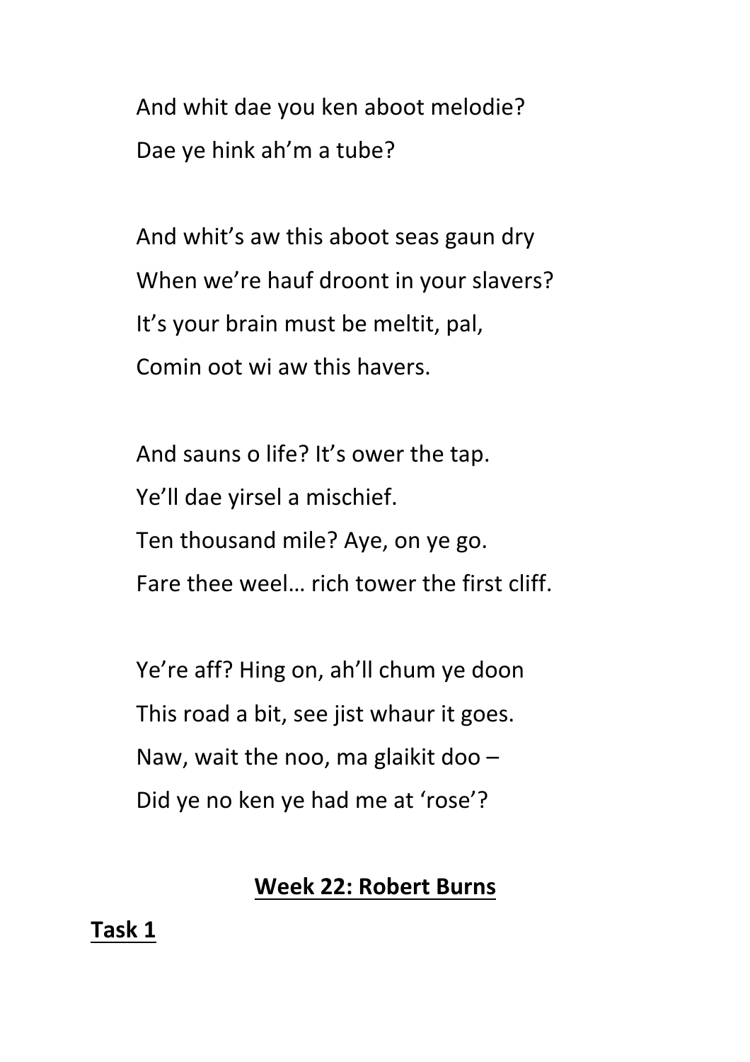And whit dae you ken aboot melodie?
Dae ye hink ah'm a tube?

And whit's aw this aboot seas gaun dry
When we're hauf droont in your slavers?
It's your brain must be meltit, pal,
Comin oot wi aw this havers.

And sauns o life? It's ower the tap.
Ye'll dae yirsel a mischief.
Ten thousand mile? Aye, on ye go.
Fare thee weel… rich tower the first cliff.

Ye're aff? Hing on, ah'll chum ye doon
This road a bit, see jist whaur it goes.
Naw, wait the noo, ma glaikit doo –
Did ye no ken ye had me at 'rose'?

## Week 22: Robert Burns

### Task 1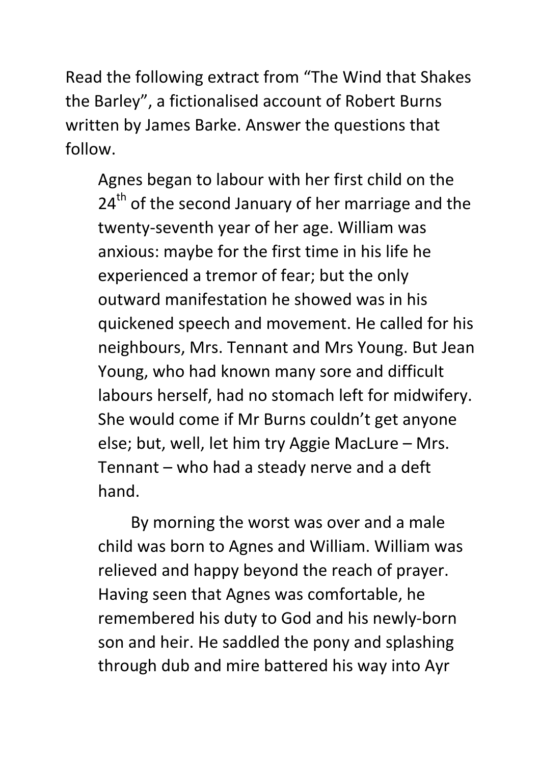Read the following extract from "The Wind that Shakes the Barley", a fictionalised account of Robert Burns written by James Barke. Answer the questions that follow.

> Agnes began to labour with her first child on the 24th of the second January of her marriage and the twenty-seventh year of her age. William was anxious: maybe for the first time in his life he experienced a tremor of fear; but the only outward manifestation he showed was in his quickened speech and movement. He called for his neighbours, Mrs. Tennant and Mrs Young. But Jean Young, who had known many sore and difficult labours herself, had no stomach left for midwifery. She would come if Mr Burns couldn't get anyone else; but, well, let him try Aggie MacLure – Mrs. Tennant – who had a steady nerve and a deft hand.
>
> By morning the worst was over and a male child was born to Agnes and William. William was relieved and happy beyond the reach of prayer. Having seen that Agnes was comfortable, he remembered his duty to God and his newly-born son and heir. He saddled the pony and splashing through dub and mire battered his way into Ayr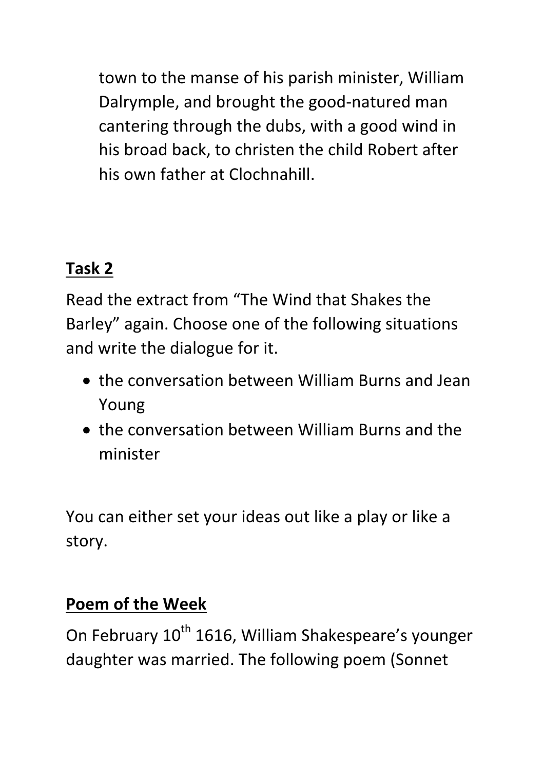town to the manse of his parish minister, William Dalrymple, and brought the good-natured man cantering through the dubs, with a good wind in his broad back, to christen the child Robert after his own father at Clochnahill.

## Task 2

Read the extract from “The Wind that Shakes the Barley” again. Choose one of the following situations and write the dialogue for it.

- the conversation between William Burns and Jean Young
- the conversation between William Burns and the minister

You can either set your ideas out like a play or like a story.

## Poem of the Week

On February 10th 1616, William Shakespeare’s younger daughter was married. The following poem (Sonnet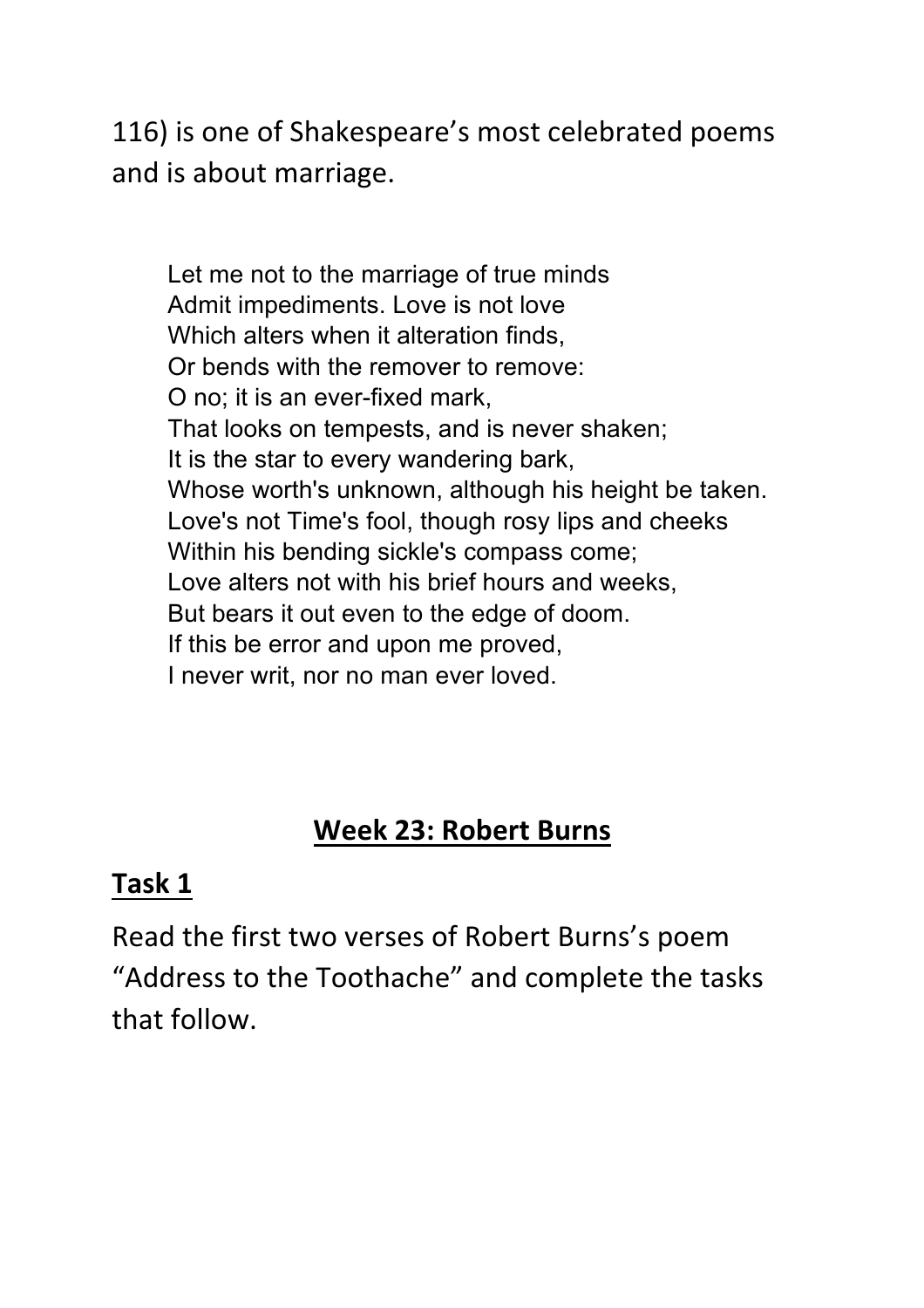116) is one of Shakespeare’s most celebrated poems and is about marriage.

> Let me not to the marriage of true minds  
> Admit impediments. Love is not love  
> Which alters when it alteration finds,  
> Or bends with the remover to remove:  
> O no; it is an ever-fixed mark,  
> That looks on tempests, and is never shaken;  
> It is the star to every wandering bark,  
> Whose worth's unknown, although his height be taken.  
> Love's not Time's fool, though rosy lips and cheeks  
> Within his bending sickle's compass come;  
> Love alters not with his brief hours and weeks,  
> But bears it out even to the edge of doom.  
> If this be error and upon me proved,  
> I never writ, nor no man ever loved.

## Week 23: Robert Burns

### Task 1

Read the first two verses of Robert Burns’s poem “Address to the Toothache” and complete the tasks that follow.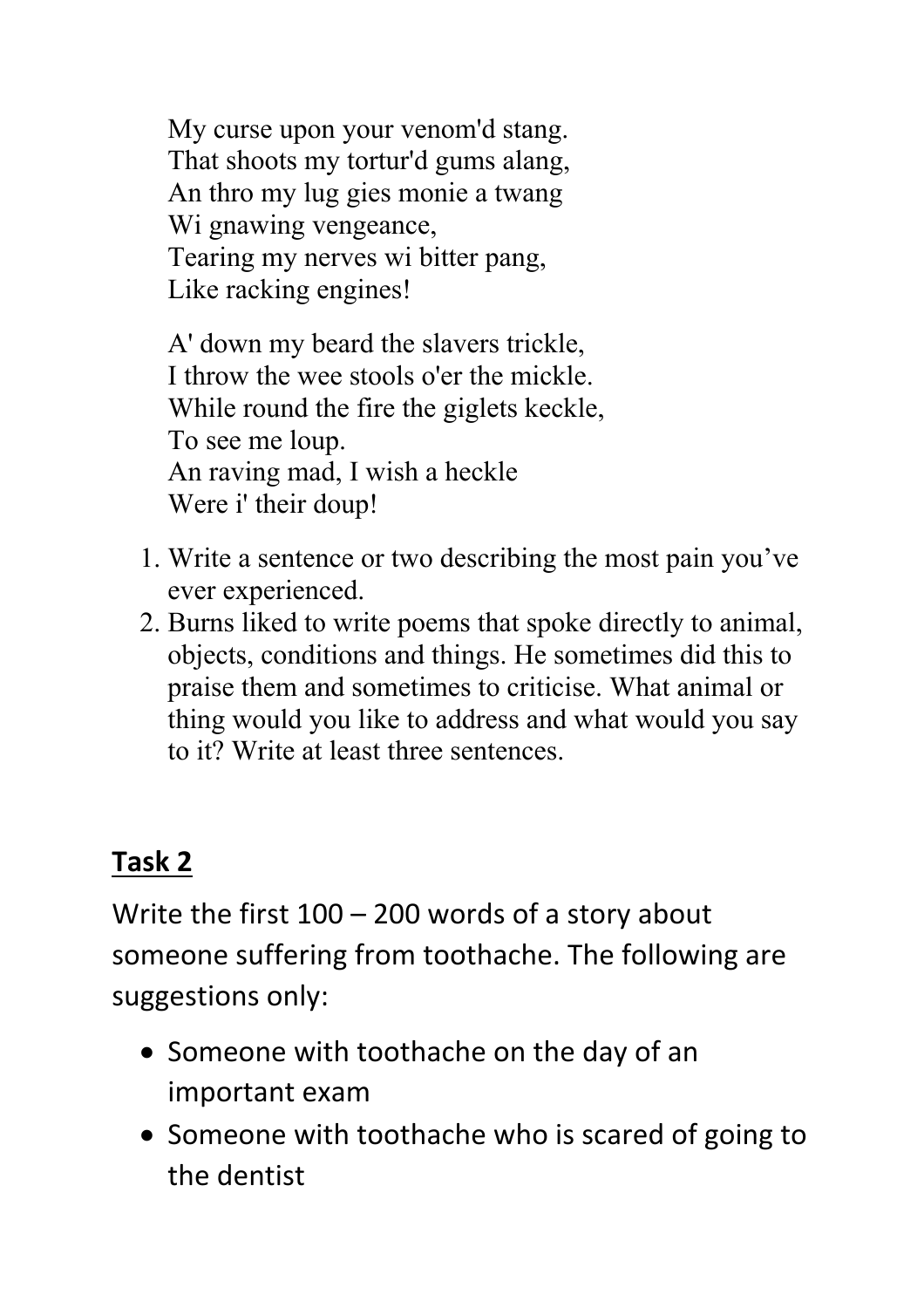My curse upon your venom'd stang.  
That shoots my tortur'd gums alang,  
An thro my lug gies monie a twang  
Wi gnawing vengeance,  
Tearing my nerves wi bitter pang,  
Like racking engines!

A' down my beard the slavers trickle,  
I throw the wee stools o'er the mickle.  
While round the fire the giglets keckle,  
To see me loup.  
An raving mad, I wish a heckle  
Were i' their doup!

1. Write a sentence or two describing the most pain you've ever experienced.
2. Burns liked to write poems that spoke directly to animal, objects, conditions and things. He sometimes did this to praise them and sometimes to criticise. What animal or thing would you like to address and what would you say to it? Write at least three sentences.

## **Task 2**

Write the first 100 – 200 words of a story about someone suffering from toothache. The following are suggestions only:

- Someone with toothache on the day of an important exam
- Someone with toothache who is scared of going to the dentist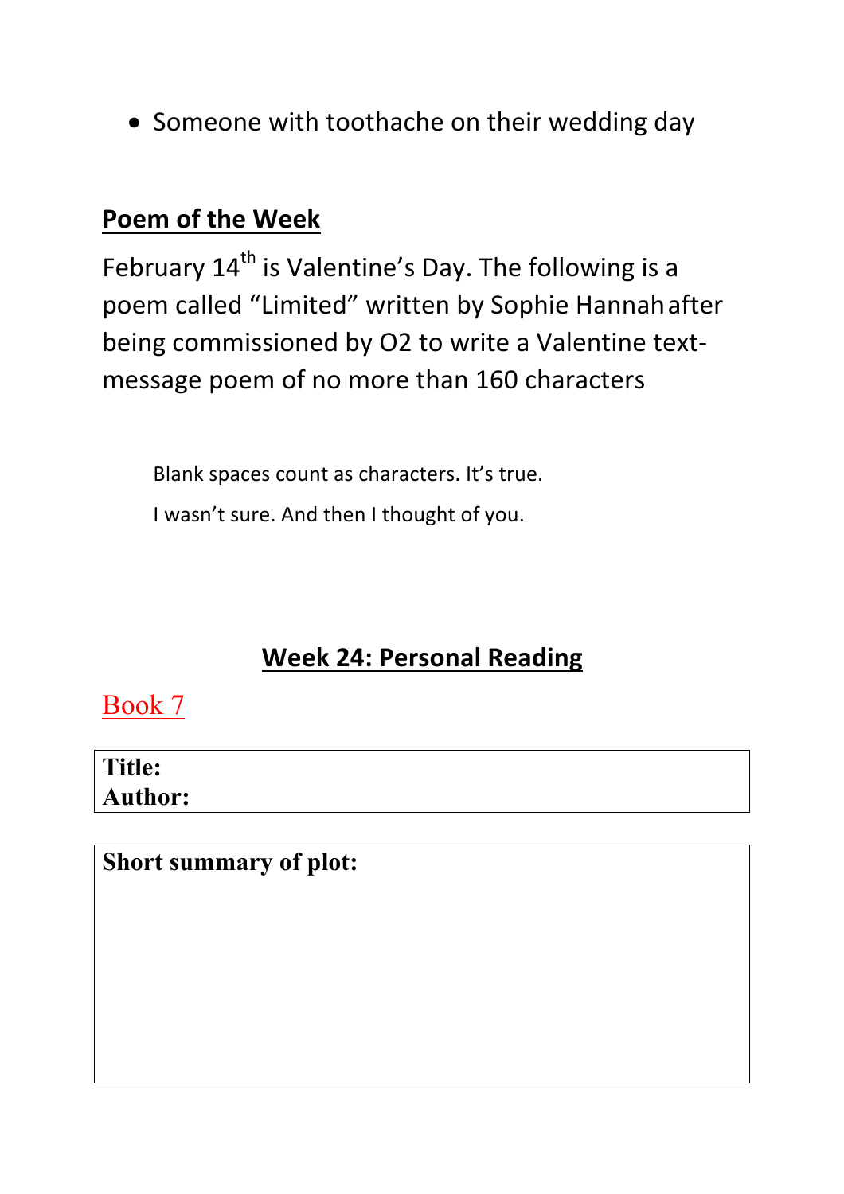- Someone with toothache on their wedding day

**Poem of the Week**

February 14th is Valentine's Day. The following is a poem called "Limited" written by Sophie Hannah after being commissioned by O2 to write a Valentine text-message poem of no more than 160 characters

> Blank spaces count as characters. It's true.
>
> I wasn't sure. And then I thought of you.

## Week 24: Personal Reading

Book 7

| **Title:**<br>**Author:** |
|---|

| **Short summary of plot:** |
|---|
| |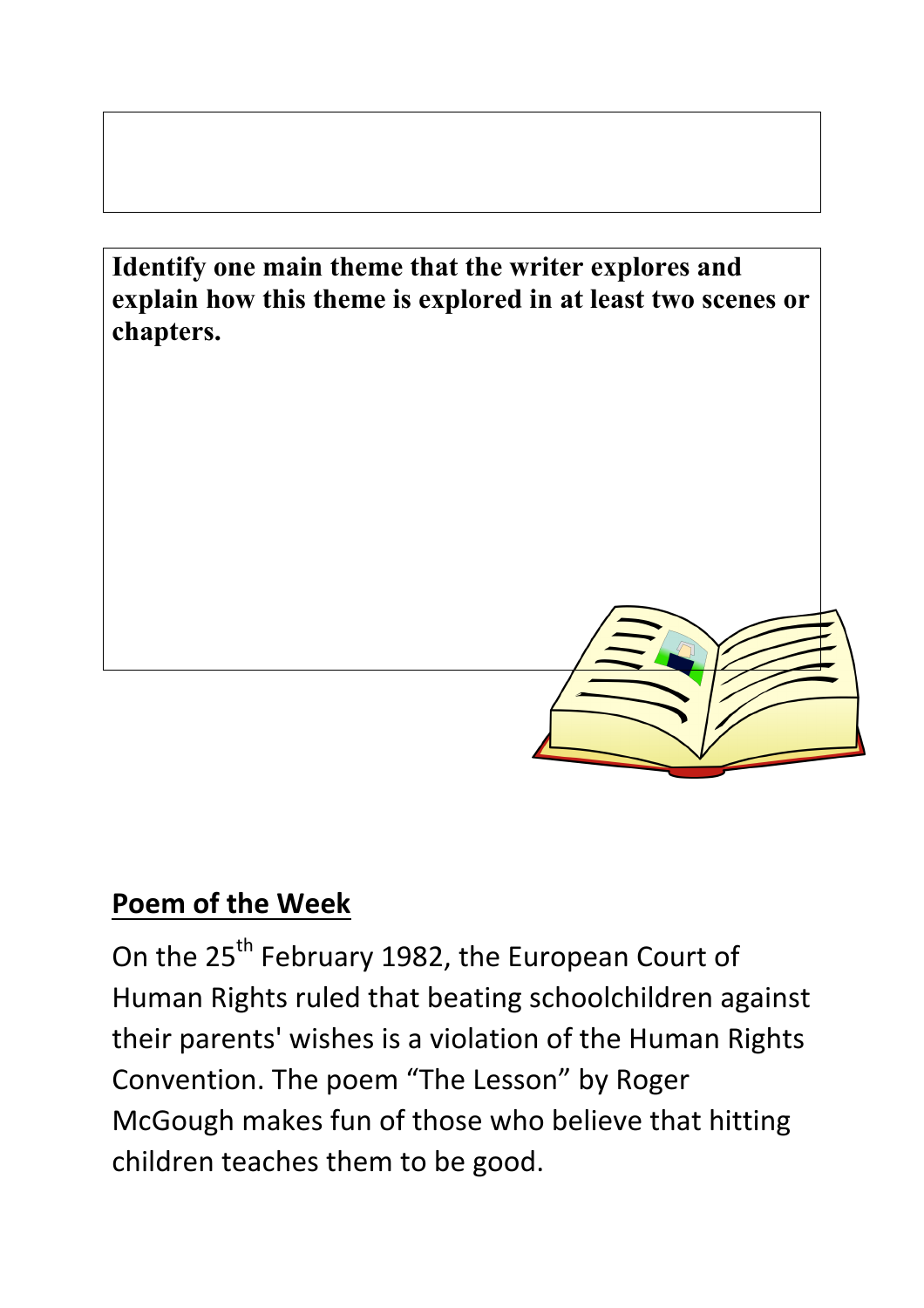**Identify one main theme that the writer explores and explain how this theme is explored in at least two scenes or chapters.**

## Poem of the Week

On the 25th February 1982, the European Court of Human Rights ruled that beating schoolchildren against their parents' wishes is a violation of the Human Rights Convention. The poem "The Lesson" by Roger McGough makes fun of those who believe that hitting children teaches them to be good.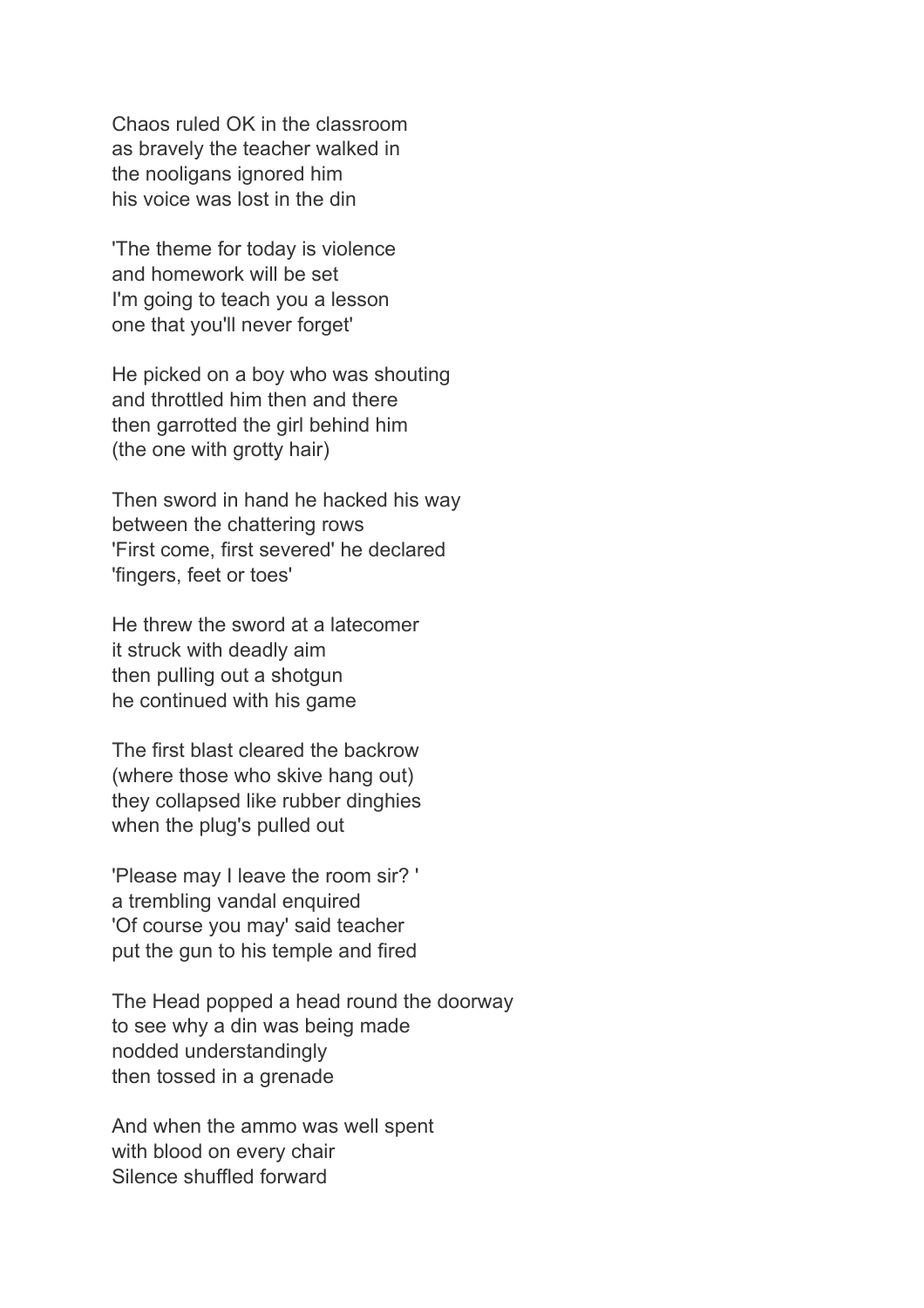Chaos ruled OK in the classroom
as bravely the teacher walked in
the nooligans ignored him
his voice was lost in the din

'The theme for today is violence
and homework will be set
I'm going to teach you a lesson
one that you'll never forget'

He picked on a boy who was shouting
and throttled him then and there
then garrotted the girl behind him
(the one with grotty hair)

Then sword in hand he hacked his way
between the chattering rows
'First come, first severed' he declared
'fingers, feet or toes'

He threw the sword at a latecomer
it struck with deadly aim
then pulling out a shotgun
he continued with his game

The first blast cleared the backrow
(where those who skive hang out)
they collapsed like rubber dinghies
when the plug's pulled out

'Please may I leave the room sir? '
a trembling vandal enquired
'Of course you may' said teacher
put the gun to his temple and fired

The Head popped a head round the doorway
to see why a din was being made
nodded understandingly
then tossed in a grenade

And when the ammo was well spent
with blood on every chair
Silence shuffled forward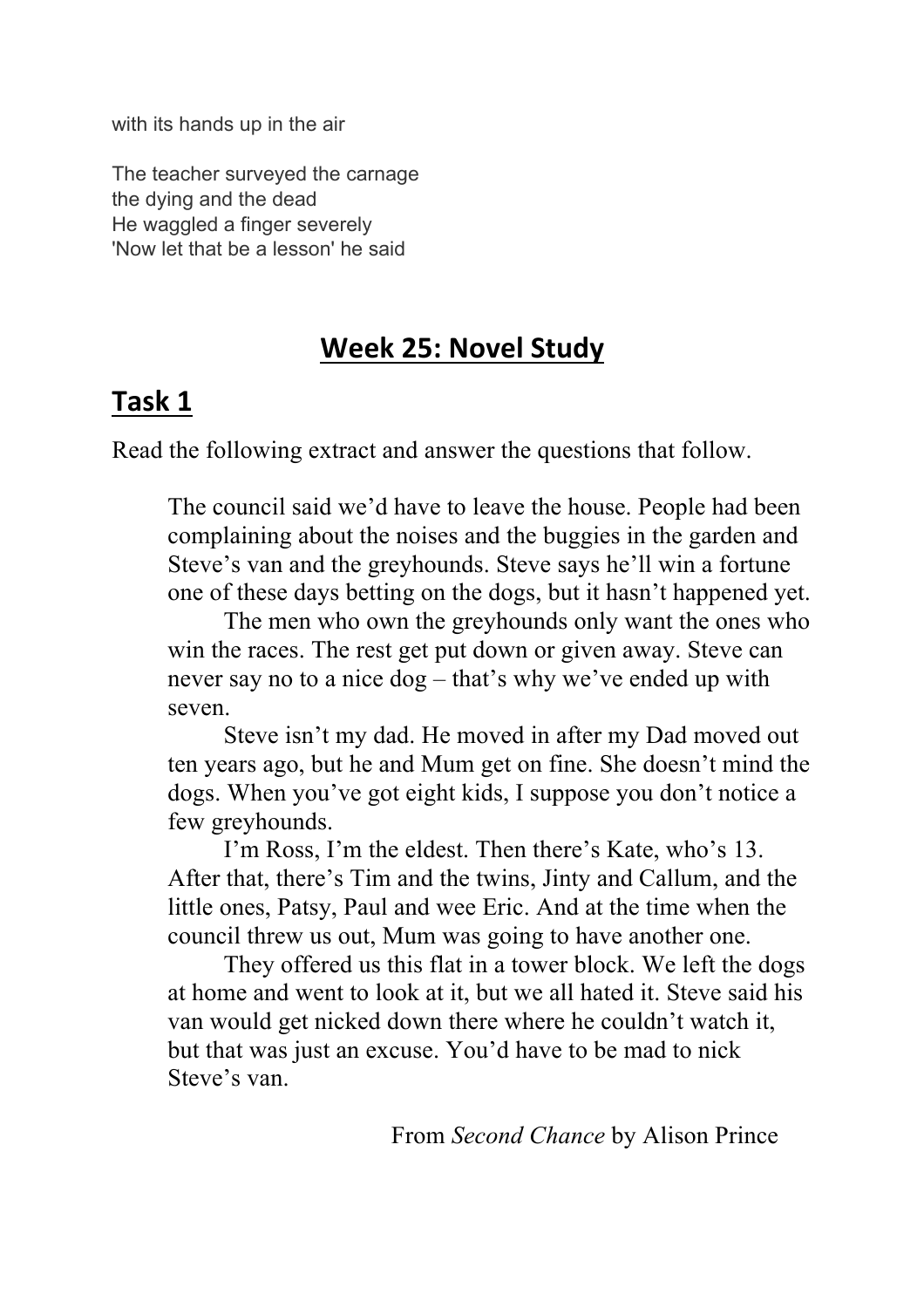with its hands up in the air

The teacher surveyed the carnage
the dying and the dead
He waggled a finger severely
'Now let that be a lesson' he said

## **Week 25: Novel Study**

## **Task 1**

Read the following extract and answer the questions that follow.

> The council said we'd have to leave the house. People had been complaining about the noises and the buggies in the garden and Steve's van and the greyhounds. Steve says he'll win a fortune one of these days betting on the dogs, but it hasn't happened yet.
>
> The men who own the greyhounds only want the ones who win the races. The rest get put down or given away. Steve can never say no to a nice dog – that's why we've ended up with seven.
>
> Steve isn't my dad. He moved in after my Dad moved out ten years ago, but he and Mum get on fine. She doesn't mind the dogs. When you've got eight kids, I suppose you don't notice a few greyhounds.
>
> I'm Ross, I'm the eldest. Then there's Kate, who's 13. After that, there's Tim and the twins, Jinty and Callum, and the little ones, Patsy, Paul and wee Eric. And at the time when the council threw us out, Mum was going to have another one.
>
> They offered us this flat in a tower block. We left the dogs at home and went to look at it, but we all hated it. Steve said his van would get nicked down there where he couldn't watch it, but that was just an excuse. You'd have to be mad to nick Steve's van.
>
> From *Second Chance* by Alison Prince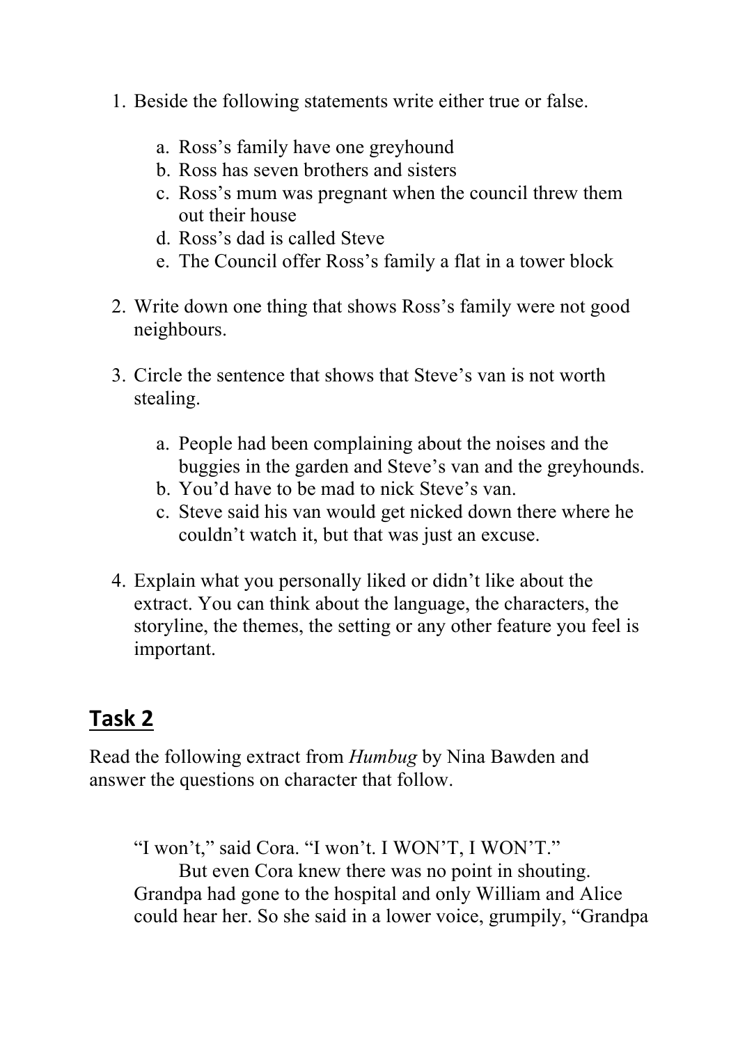1. Beside the following statements write either true or false.

    a. Ross's family have one greyhound
    b. Ross has seven brothers and sisters
    c. Ross's mum was pregnant when the council threw them out their house
    d. Ross's dad is called Steve
    e. The Council offer Ross's family a flat in a tower block

2. Write down one thing that shows Ross's family were not good neighbours.

3. Circle the sentence that shows that Steve's van is not worth stealing.

    a. People had been complaining about the noises and the buggies in the garden and Steve's van and the greyhounds.
    b. You'd have to be mad to nick Steve's van.
    c. Steve said his van would get nicked down there where he couldn't watch it, but that was just an excuse.

4. Explain what you personally liked or didn't like about the extract. You can think about the language, the characters, the storyline, the themes, the setting or any other feature you feel is important.

## Task 2

Read the following extract from *Humbug* by Nina Bawden and answer the questions on character that follow.

> "I won't," said Cora. "I won't. I WON'T, I WON'T."
>
> But even Cora knew there was no point in shouting. Grandpa had gone to the hospital and only William and Alice could hear her. So she said in a lower voice, grumpily, "Grandpa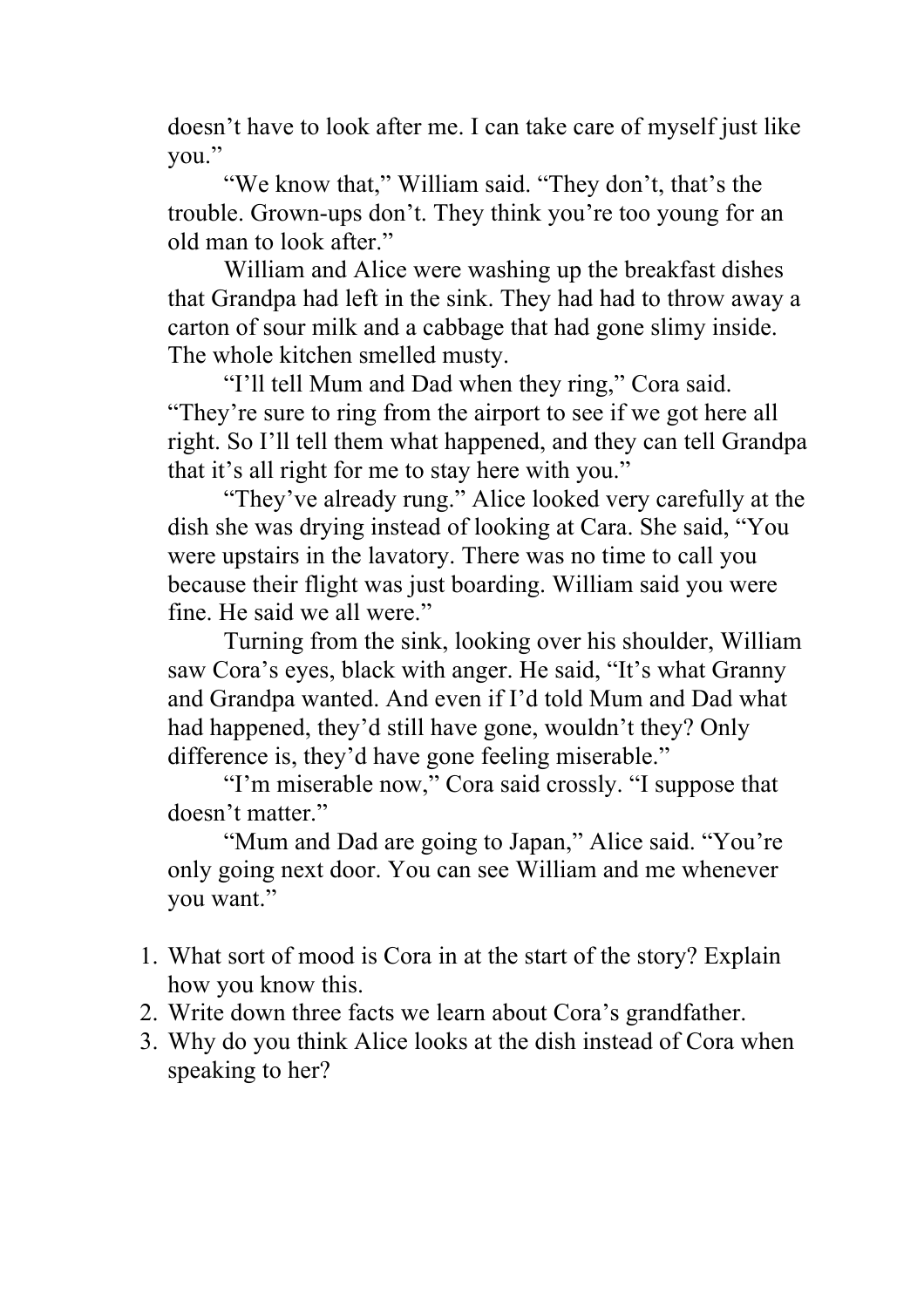doesn’t have to look after me. I can take care of myself just like you.”

“We know that,” William said. “They don’t, that’s the trouble. Grown-ups don’t. They think you’re too young for an old man to look after.”

William and Alice were washing up the breakfast dishes that Grandpa had left in the sink. They had had to throw away a carton of sour milk and a cabbage that had gone slimy inside. The whole kitchen smelled musty.

“I’ll tell Mum and Dad when they ring,” Cora said. “They’re sure to ring from the airport to see if we got here all right. So I’ll tell them what happened, and they can tell Grandpa that it’s all right for me to stay here with you.”

“They’ve already rung.” Alice looked very carefully at the dish she was drying instead of looking at Cara. She said, “You were upstairs in the lavatory. There was no time to call you because their flight was just boarding. William said you were fine. He said we all were.”

Turning from the sink, looking over his shoulder, William saw Cora’s eyes, black with anger. He said, “It’s what Granny and Grandpa wanted. And even if I’d told Mum and Dad what had happened, they’d still have gone, wouldn’t they? Only difference is, they’d have gone feeling miserable.”

“I’m miserable now,” Cora said crossly. “I suppose that doesn’t matter.”

“Mum and Dad are going to Japan,” Alice said. “You’re only going next door. You can see William and me whenever you want.”

1. What sort of mood is Cora in at the start of the story? Explain how you know this.
2. Write down three facts we learn about Cora’s grandfather.
3. Why do you think Alice looks at the dish instead of Cora when speaking to her?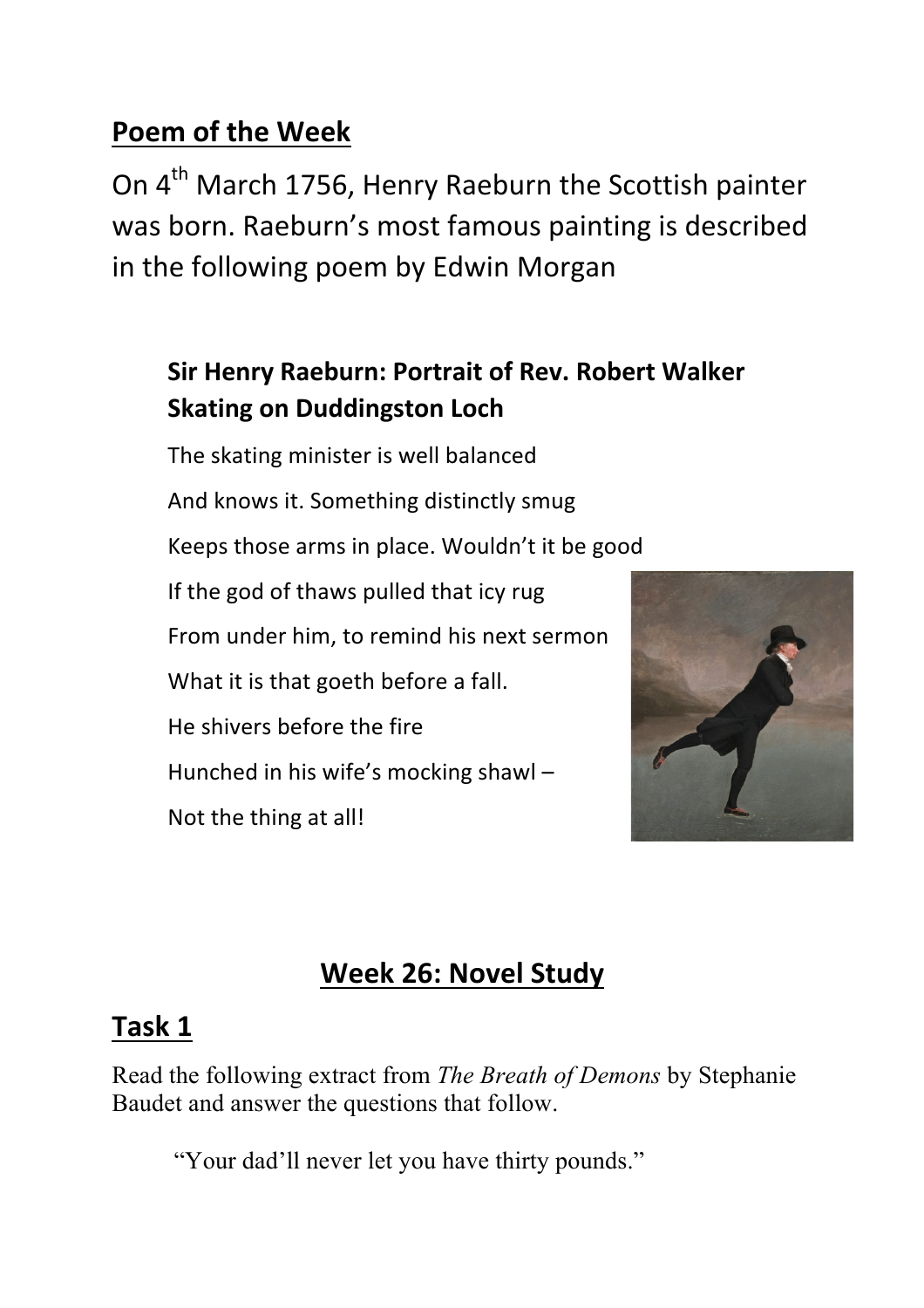## Poem of the Week

On 4th March 1756, Henry Raeburn the Scottish painter was born. Raeburn's most famous painting is described in the following poem by Edwin Morgan

### Sir Henry Raeburn: Portrait of Rev. Robert Walker Skating on Duddingston Loch

The skating minister is well balanced

And knows it. Something distinctly smug

Keeps those arms in place. Wouldn't it be good

If the god of thaws pulled that icy rug

From under him, to remind his next sermon

What it is that goeth before a fall.

He shivers before the fire

Hunched in his wife's mocking shawl –

Not the thing at all!

## Week 26: Novel Study

## Task 1

Read the following extract from *The Breath of Demons* by Stephanie Baudet and answer the questions that follow.

"Your dad'll never let you have thirty pounds."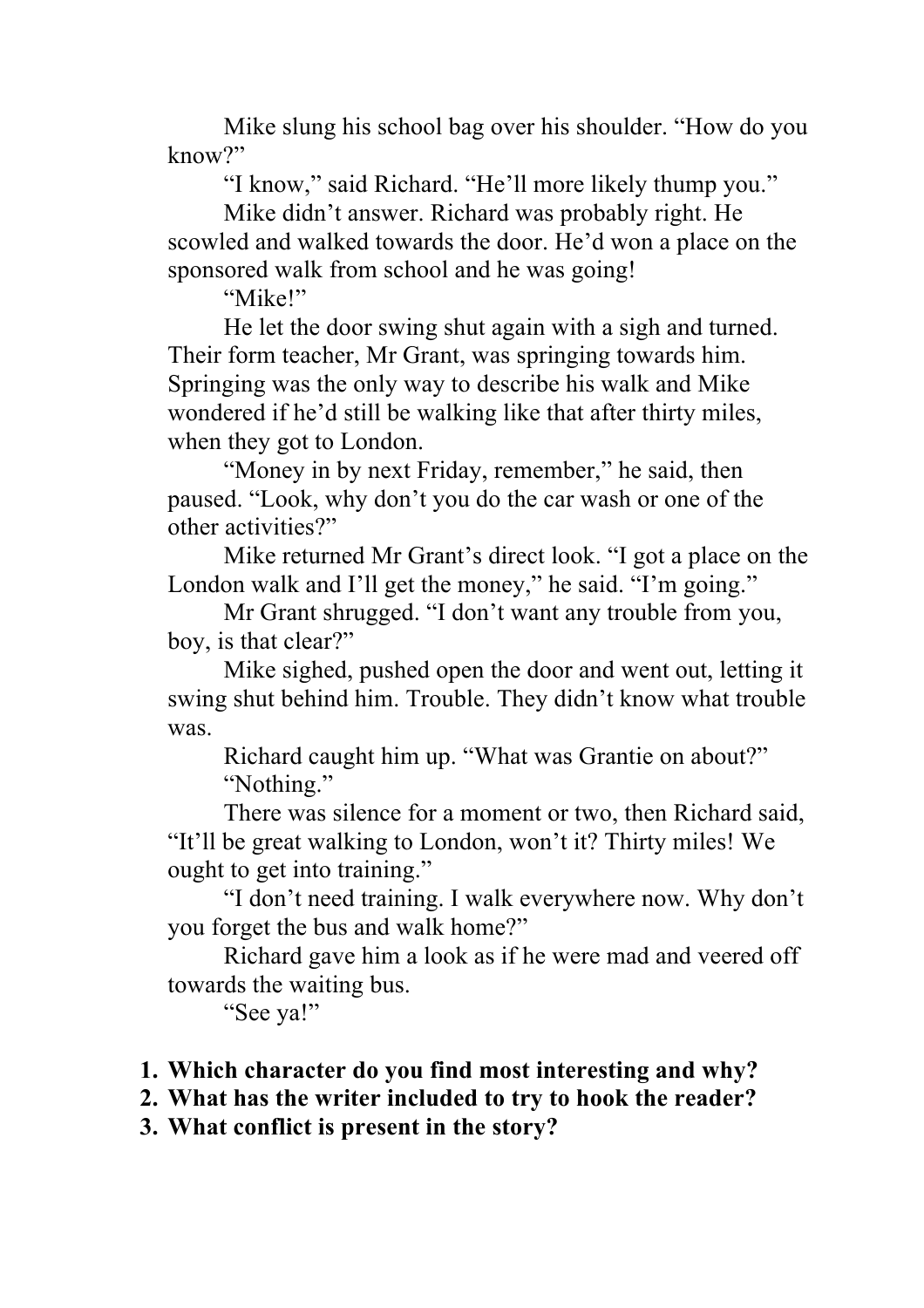Mike slung his school bag over his shoulder. “How do you know?”

“I know,” said Richard. “He’ll more likely thump you.”

Mike didn’t answer. Richard was probably right. He scowled and walked towards the door. He’d won a place on the sponsored walk from school and he was going!

“Mike!”

He let the door swing shut again with a sigh and turned. Their form teacher, Mr Grant, was springing towards him. Springing was the only way to describe his walk and Mike wondered if he’d still be walking like that after thirty miles, when they got to London.

“Money in by next Friday, remember,” he said, then paused. “Look, why don’t you do the car wash or one of the other activities?”

Mike returned Mr Grant’s direct look. “I got a place on the London walk and I’ll get the money,” he said. “I’m going.”

Mr Grant shrugged. “I don’t want any trouble from you, boy, is that clear?”

Mike sighed, pushed open the door and went out, letting it swing shut behind him. Trouble. They didn’t know what trouble was.

Richard caught him up. “What was Grantie on about?”

“Nothing.”

There was silence for a moment or two, then Richard said, “It’ll be great walking to London, won’t it? Thirty miles! We ought to get into training.”

“I don’t need training. I walk everywhere now. Why don’t you forget the bus and walk home?”

Richard gave him a look as if he were mad and veered off towards the waiting bus.

“See ya!”

1. **Which character do you find most interesting and why?**
2. **What has the writer included to try to hook the reader?**
3. **What conflict is present in the story?**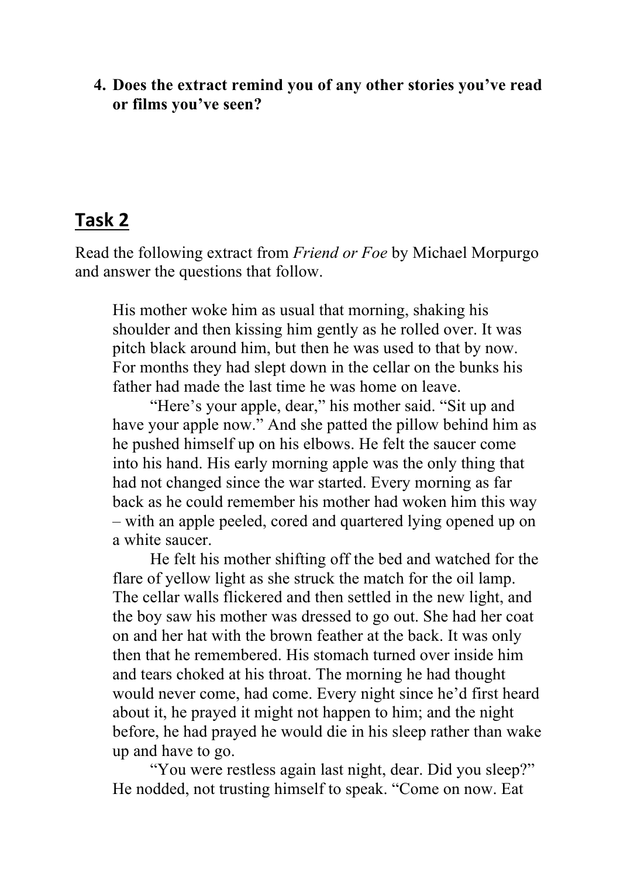4. **Does the extract remind you of any other stories you've read or films you've seen?**

## Task 2

Read the following extract from *Friend or Foe* by Michael Morpurgo and answer the questions that follow.

> His mother woke him as usual that morning, shaking his shoulder and then kissing him gently as he rolled over. It was pitch black around him, but then he was used to that by now. For months they had slept down in the cellar on the bunks his father had made the last time he was home on leave.
>
> "Here's your apple, dear," his mother said. "Sit up and have your apple now." And she patted the pillow behind him as he pushed himself up on his elbows. He felt the saucer come into his hand. His early morning apple was the only thing that had not changed since the war started. Every morning as far back as he could remember his mother had woken him this way – with an apple peeled, cored and quartered lying opened up on a white saucer.
>
> He felt his mother shifting off the bed and watched for the flare of yellow light as she struck the match for the oil lamp. The cellar walls flickered and then settled in the new light, and the boy saw his mother was dressed to go out. She had her coat on and her hat with the brown feather at the back. It was only then that he remembered. His stomach turned over inside him and tears choked at his throat. The morning he had thought would never come, had come. Every night since he'd first heard about it, he prayed it might not happen to him; and the night before, he had prayed he would die in his sleep rather than wake up and have to go.
>
> "You were restless again last night, dear. Did you sleep?" He nodded, not trusting himself to speak. "Come on now. Eat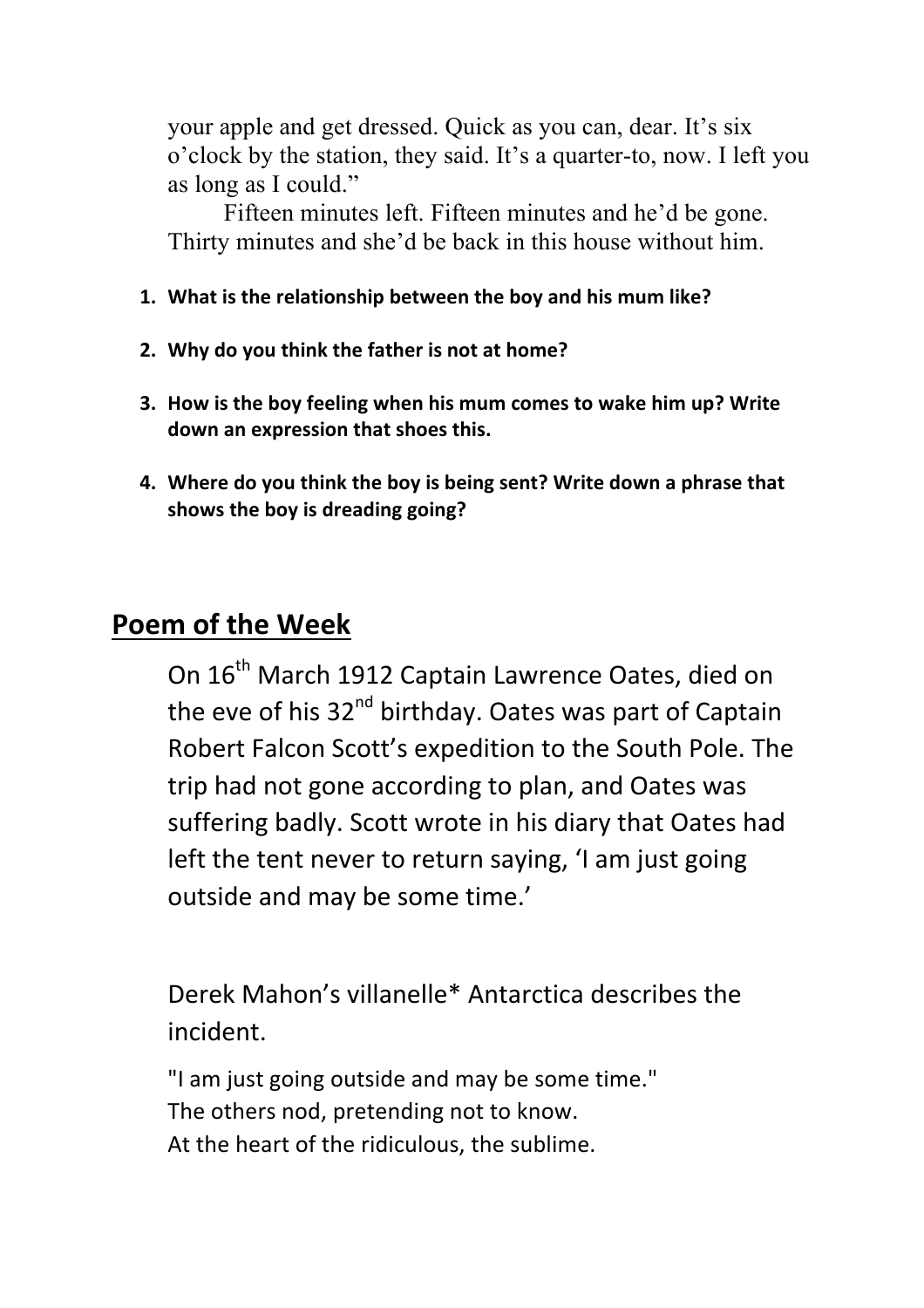your apple and get dressed. Quick as you can, dear. It's six o'clock by the station, they said. It's a quarter-to, now. I left you as long as I could."

Fifteen minutes left. Fifteen minutes and he'd be gone. Thirty minutes and she'd be back in this house without him.

1. **What is the relationship between the boy and his mum like?**
2. **Why do you think the father is not at home?**
3. **How is the boy feeling when his mum comes to wake him up? Write down an expression that shoes this.**
4. **Where do you think the boy is being sent? Write down a phrase that shows the boy is dreading going?**

## Poem of the Week

On 16th March 1912 Captain Lawrence Oates, died on the eve of his 32nd birthday. Oates was part of Captain Robert Falcon Scott's expedition to the South Pole. The trip had not gone according to plan, and Oates was suffering badly. Scott wrote in his diary that Oates had left the tent never to return saying, 'I am just going outside and may be some time.'

Derek Mahon's villanelle* Antarctica describes the incident.

"I am just going outside and may be some time."
The others nod, pretending not to know.
At the heart of the ridiculous, the sublime.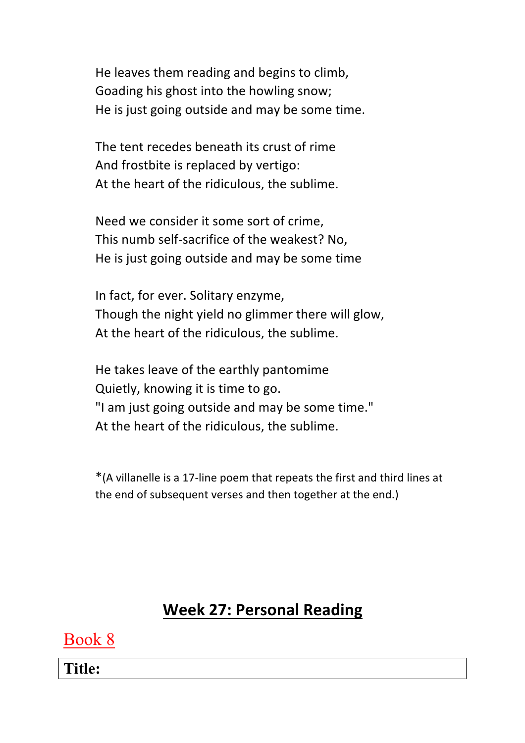He leaves them reading and begins to climb,  
Goading his ghost into the howling snow;  
He is just going outside and may be some time.

The tent recedes beneath its crust of rime  
And frostbite is replaced by vertigo:  
At the heart of the ridiculous, the sublime.

Need we consider it some sort of crime,  
This numb self-sacrifice of the weakest? No,  
He is just going outside and may be some time

In fact, for ever. Solitary enzyme,  
Though the night yield no glimmer there will glow,  
At the heart of the ridiculous, the sublime.

He takes leave of the earthly pantomime  
Quietly, knowing it is time to go.  
"I am just going outside and may be some time."  
At the heart of the ridiculous, the sublime.

*(A villanelle is a 17-line poem that repeats the first and third lines at the end of subsequent verses and then together at the end.)

## Week 27: Personal Reading

Book 8

| Title: |
|---|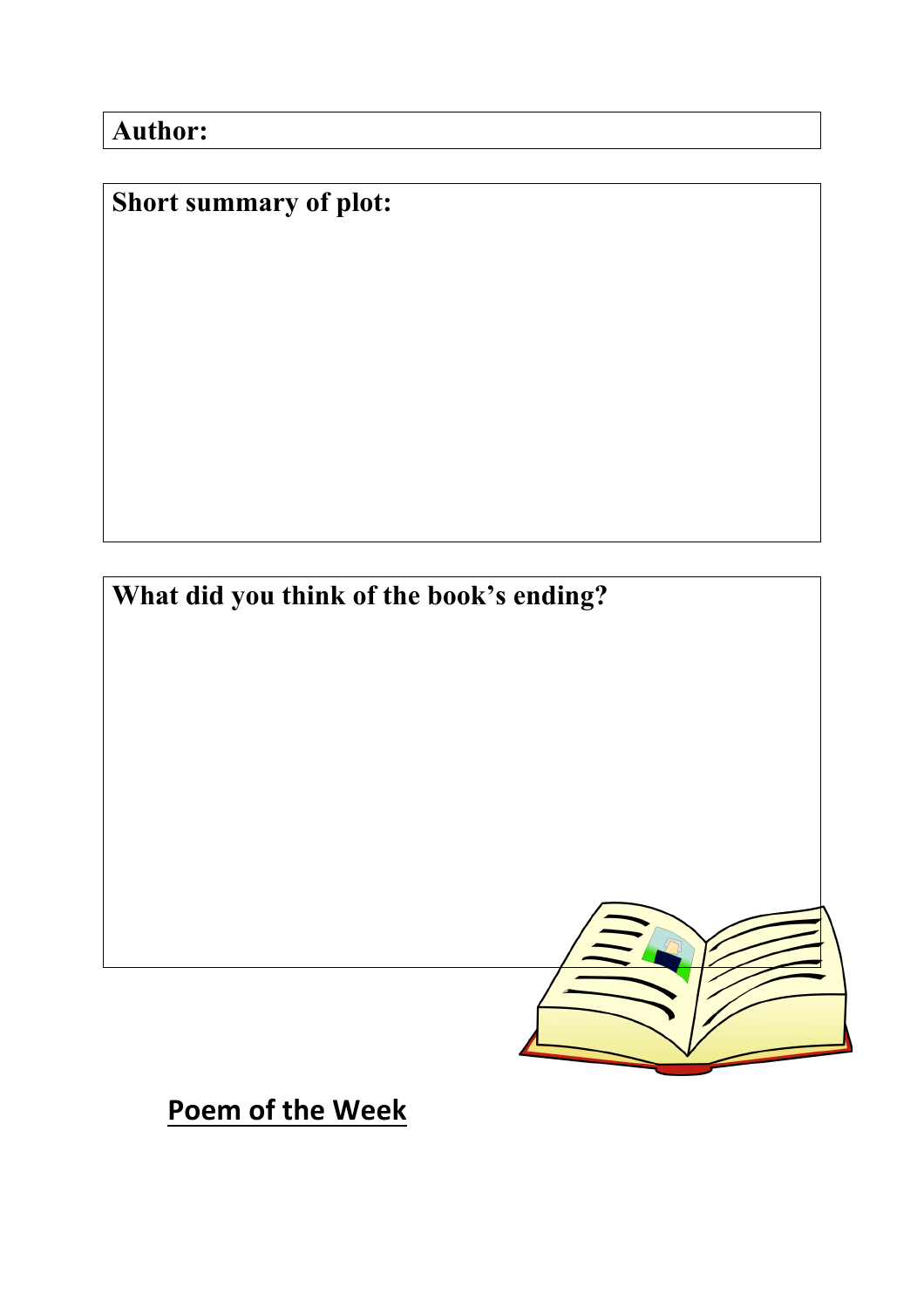**Author:**

**Short summary of plot:**

**What did you think of the book's ending?**

## Poem of the Week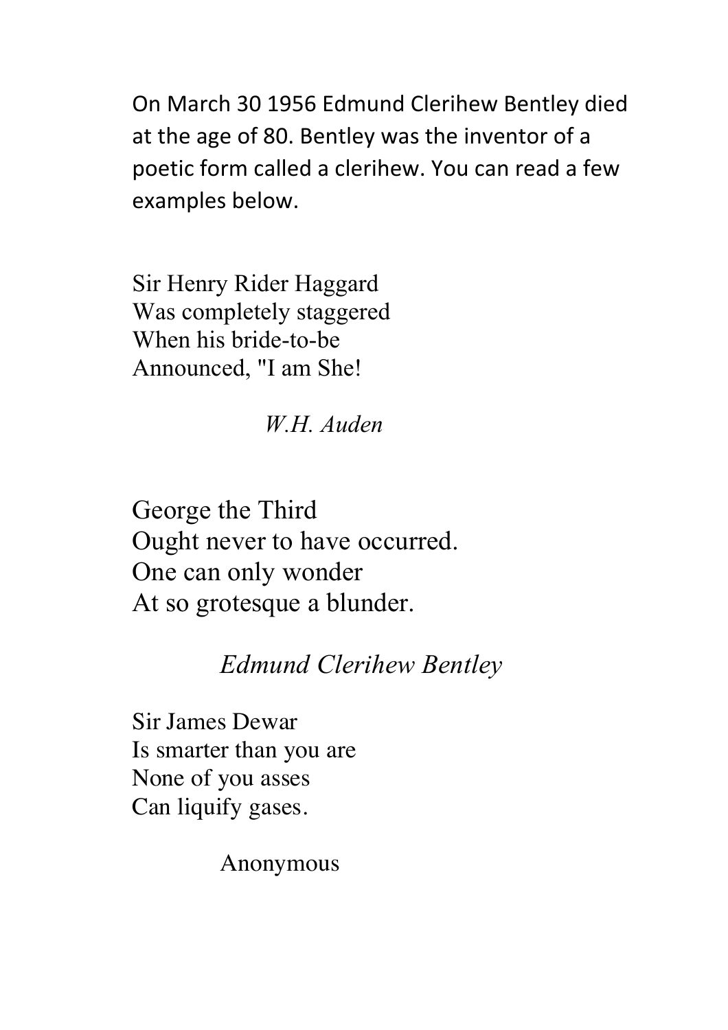On March 30 1956 Edmund Clerihew Bentley died at the age of 80. Bentley was the inventor of a poetic form called a clerihew. You can read a few examples below.

Sir Henry Rider Haggard  
Was completely staggered  
When his bride-to-be  
Announced, "I am She!

*W.H. Auden*

George the Third  
Ought never to have occurred.  
One can only wonder  
At so grotesque a blunder.

*Edmund Clerihew Bentley*

Sir James Dewar  
Is smarter than you are  
None of you asses  
Can liquify gases.

Anonymous